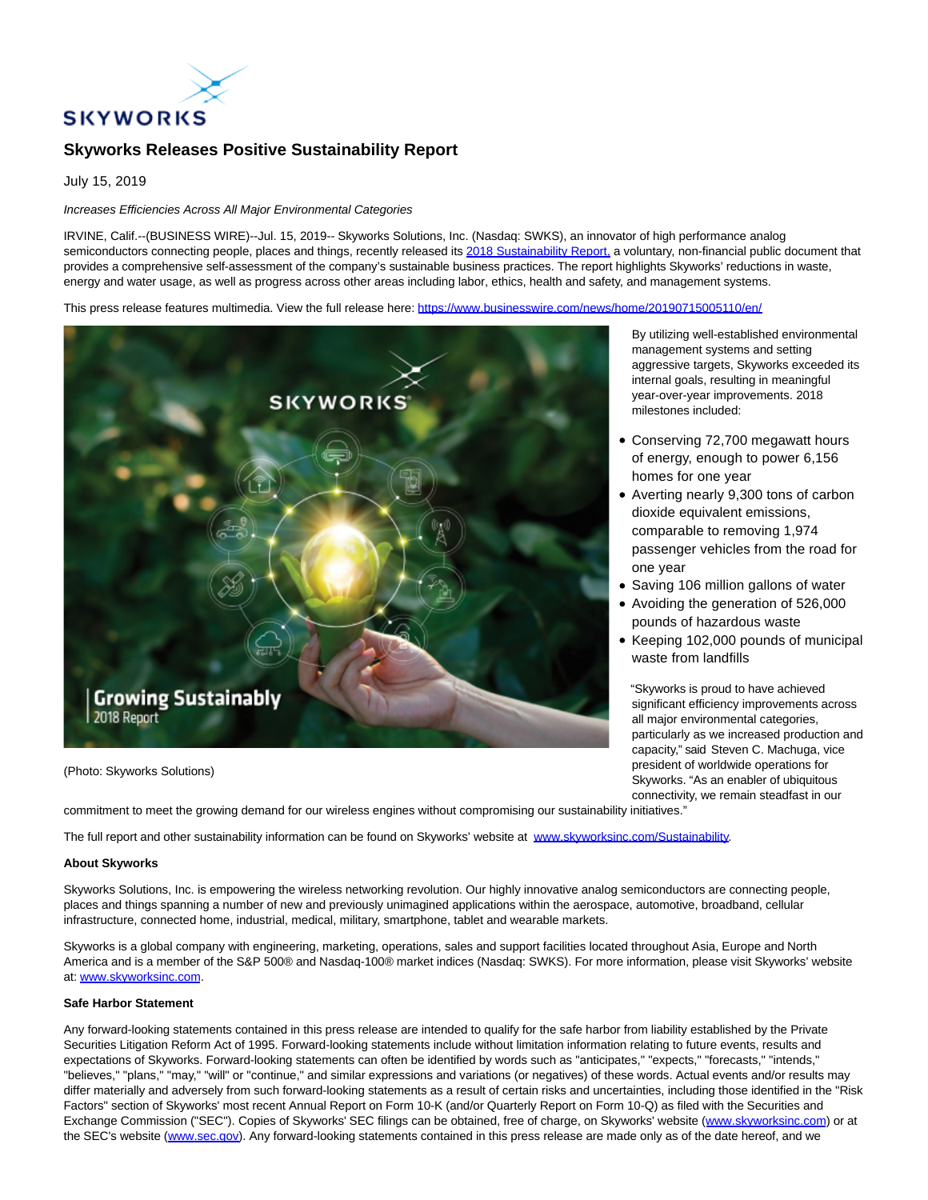# Skyworks Releases Positive Sustainability Report

July 15, 2019

*Increases Efficiencies Across All Major Environmental Categories*

IRVINE, Calif.--(BUSINESS WIRE)--Jul. 15, 2019-- Skyworks Solutions, Inc. (Nasdaq: SWKS), an innovator of high performance analog semiconductors connecting people, places and things, recently released its [2018 Sustainability Report,](#) a voluntary, non-financial public document that provides a comprehensive self-assessment of the company's sustainable business practices. The report highlights Skyworks' reductions in waste, energy and water usage, as well as progress across other areas including labor, ethics, health and safety, and management systems.

This press release features multimedia. View the full release here: [https://www.businesswire.com/news/home/20190715005110/en/](https://www.businesswire.com/news/home/20190715005110/en/)

(Photo: Skyworks Solutions)

By utilizing well-established environmental management systems and setting aggressive targets, Skyworks exceeded its internal goals, resulting in meaningful year-over-year improvements. 2018 milestones included:

- Conserving 72,700 megawatt hours of energy, enough to power 6,156 homes for one year
- Averting nearly 9,300 tons of carbon dioxide equivalent emissions, comparable to removing 1,974 passenger vehicles from the road for one year
- Saving 106 million gallons of water
- Avoiding the generation of 526,000 pounds of hazardous waste
- Keeping 102,000 pounds of municipal waste from landfills

"Skyworks is proud to have achieved significant efficiency improvements across all major environmental categories, particularly as we increased production and capacity," said Steven C. Machuga, vice president of worldwide operations for Skyworks. "As an enabler of ubiquitous connectivity, we remain steadfast in our commitment to meet the growing demand for our wireless engines without compromising our sustainability initiatives."

The full report and other sustainability information can be found on Skyworks' website at [www.skyworksinc.com/Sustainability](http://www.skyworksinc.com/Sustainability).

**About Skyworks**

Skyworks Solutions, Inc. is empowering the wireless networking revolution. Our highly innovative analog semiconductors are connecting people, places and things spanning a number of new and previously unimagined applications within the aerospace, automotive, broadband, cellular infrastructure, connected home, industrial, medical, military, smartphone, tablet and wearable markets.

Skyworks is a global company with engineering, marketing, operations, sales and support facilities located throughout Asia, Europe and North America and is a member of the S&P 500® and Nasdaq-100® market indices (Nasdaq: SWKS). For more information, please visit Skyworks' website at: [www.skyworksinc.com](http://www.skyworksinc.com).

**Safe Harbor Statement**

Any forward-looking statements contained in this press release are intended to qualify for the safe harbor from liability established by the Private Securities Litigation Reform Act of 1995. Forward-looking statements include without limitation information relating to future events, results and expectations of Skyworks. Forward-looking statements can often be identified by words such as "anticipates," "expects," "forecasts," "intends," "believes," "plans," "may," "will" or "continue," and similar expressions and variations (or negatives) of these words. Actual events and/or results may differ materially and adversely from such forward-looking statements as a result of certain risks and uncertainties, including those identified in the "Risk Factors" section of Skyworks' most recent Annual Report on Form 10-K (and/or Quarterly Report on Form 10-Q) as filed with the Securities and Exchange Commission ("SEC"). Copies of Skyworks' SEC filings can be obtained, free of charge, on Skyworks' website ([www.skyworksinc.com](http://www.skyworksinc.com)) or at the SEC's website ([www.sec.gov](http://www.sec.gov)). Any forward-looking statements contained in this press release are made only as of the date hereof, and we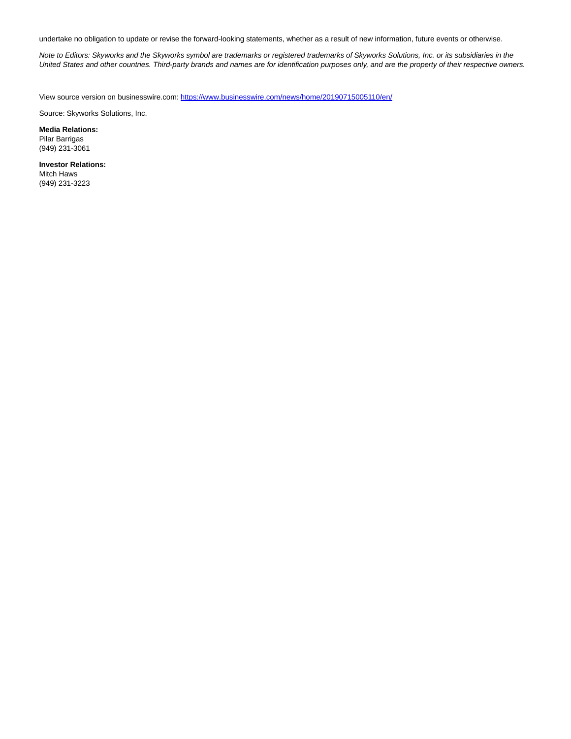undertake no obligation to update or revise the forward-looking statements, whether as a result of new information, future events or otherwise.

*Note to Editors: Skyworks and the Skyworks symbol are trademarks or registered trademarks of Skyworks Solutions, Inc. or its subsidiaries in the United States and other countries. Third-party brands and names are for identification purposes only, and are the property of their respective owners.*

View source version on businesswire.com: https://www.businesswire.com/news/home/20190715005110/en/

Source: Skyworks Solutions, Inc.

**Media Relations:**
Pilar Barrigas
(949) 231-3061

**Investor Relations:**
Mitch Haws
(949) 231-3223